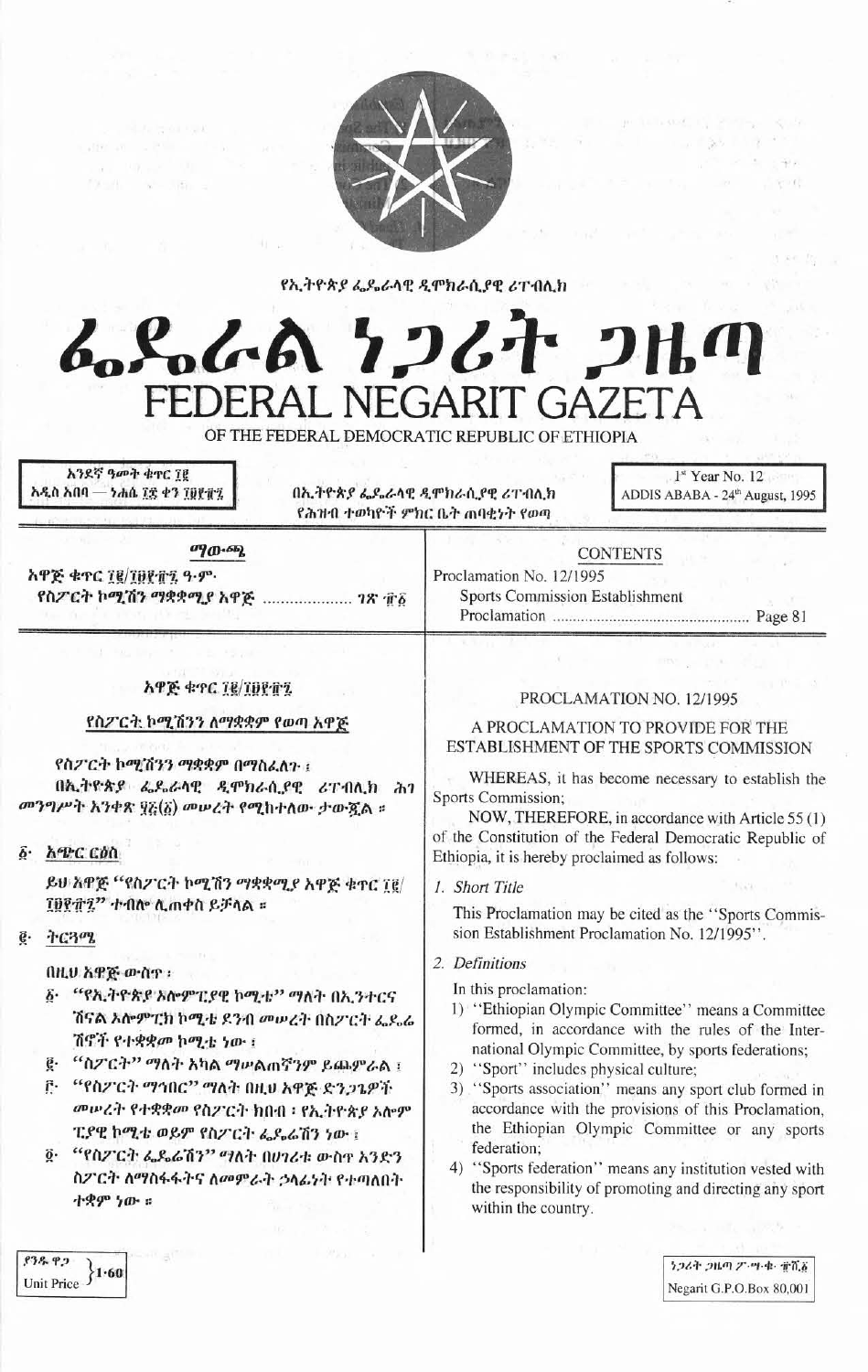የኢትዮጵያ ፌዴራላዊ ዲሞክራሲያዊ ሪፐብሊክ

# ፌዴራል ነጋሪት ጋዜጣ
# FEDERAL NEGARIT GAZETA

OF THE FEDERAL DEMOCRATIC REPUBLIC OF ETHIOPIA

አንደኛ ዓመት ቁጥር ፲፪
አዲስ አበባ — ነሐሴ ፲፰ ቀን ፲፱፻፹፯

በኢትዮጵያ ፌዴራላዊ ዲሞክራሲያዊ ሪፐብሊክ
የሕዝብ ተወካዮች ምክር ቤት ጠባቂነት የወጣ

1st Year No. 12
ADDIS ABABA - 24th August, 1995

| ማውጫ | CONTENTS |
|---|---|
| አዋጅ ቁጥር ፲፪/፲፱፻፹፯ ዓ.ም. | Proclamation No. 12/1995 |
| የስፖርት ኮሚሽን ማቋቋሚያ አዋጅ ..................... ገጽ ፹፩ | Sports Commission Establishment Proclamation ................................................ Page 81 |

## አዋጅ ቁጥር ፲፪/፲፱፻፹፯

### የስፖርት ኮሚሽንን ለማቋቋም የወጣ አዋጅ

የስፖርት ኮሚሽንን ማቋቋም በማስፈለጉ ፤

በኢትዮጵያ ፌዴራላዊ ዲሞክራሲያዊ ሪፐብሊክ ሕገ መንግሥት አንቀጽ ፶፭(፩) መሠረት የሚከተለው ታውጇል ፡፡

**፩· አጭር ርዕስ**

ይህ አዋጅ "የስፖርት ኮሚሽን ማቋቋሚያ አዋጅ ቁጥር ፲፪/፲፱፻፹፯" ተብሎ ሊጠቀስ ይችላል ፡፡

**፪· ትርጓሜ**

በዚህ አዋጅ ውስጥ ፤

፩· "የኢትዮጵያ ኦሎምፒያዊ ኮሚቴ" ማለት በኢንተርናሽናል ኦሎምፒክ ኮሚቴ ደንብ መሠረት በስፖርት ፌዴሬሽኖች የተቋቋመ ኮሚቴ ነው ፤

፪· "ስፖርት" ማለት አካል ማጐልመሻንም ይጨምራል ፤

፫· "የስፖርት ማኅበር" ማለት በዚህ አዋጅ ድንጋጌዎች መሠረት የተቋቋመ የስፖርት ክበብ ፣ የኢትዮጵያ ኦሎምፒያዊ ኮሚቴ ወይም የስፖርት ፌዴሬሽን ነው ፤

፬· "የስፖርት ፌዴሬሽን" ማለት በሀገሪቱ ውስጥ አንድን ስፖርት ለማስፋፋትና ለመምራት ኃላፊነት የተጣለበት ተቋም ነው ፡፡

## PROCLAMATION NO. 12/1995

### A PROCLAMATION TO PROVIDE FOR THE ESTABLISHMENT OF THE SPORTS COMMISSION

WHEREAS, it has become necessary to establish the Sports Commission;

NOW, THEREFORE, in accordance with Article 55 (1) of the Constitution of the Federal Democratic Republic of Ethiopia, it is hereby proclaimed as follows:

*1. Short Title*

This Proclamation may be cited as the "Sports Commission Establishment Proclamation No. 12/1995".

*2. Definitions*

In this proclamation:

1) "Ethiopian Olympic Committee" means a Committee formed, in accordance with the rules of the International Olympic Committee, by sports federations;
2) "Sport" includes physical culture;
3) "Sports association" means any sport club formed in accordance with the provisions of this Proclamation, the Ethiopian Olympic Committee or any sports federation;
4) "Sports federation" means any institution vested with the responsibility of promoting and directing any sport within the country.

ያንዱ ዋጋ
Unit Price 1·60

ነጋሪት ጋዜጣ ፖ·ሣ·ቁ· ፹ሺ፩
Negarit G.P.O.Box 80,001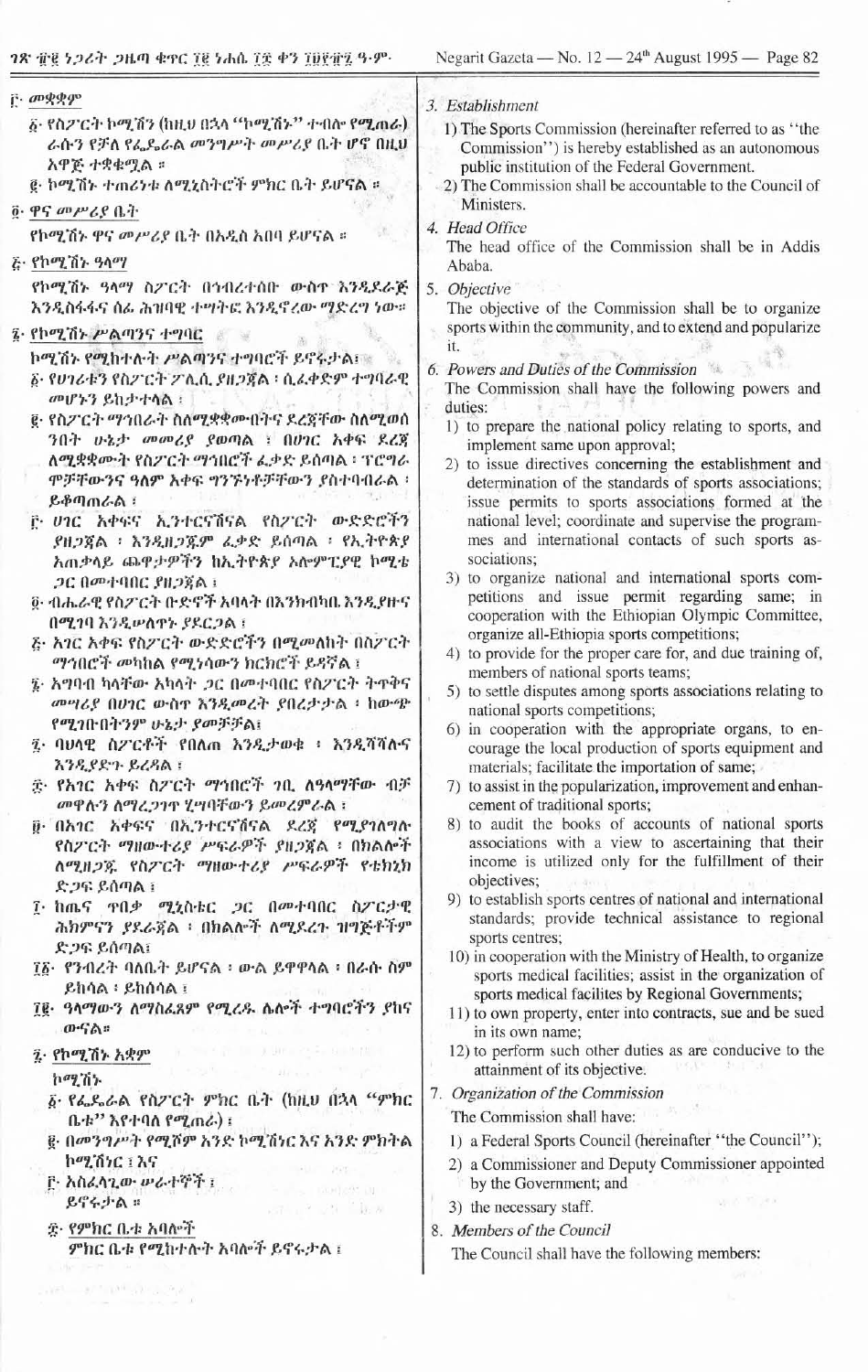፫· መቋቋም

፩· የስፖርት ኮሚሽን (ከዚህ በኋላ "ኮሚሽን" ተብሎ የሚጠራ) ራሱን የቻለ የፌዴራል መንግሥት መሥሪያ ቤት ሆኖ በዚህ አዋጅ ተቋቁሟል ።

፪· ኮሚሽኑ ተጠሪነቱ ለሚኒስትሮች ምክር ቤት ይሆናል ።

፬· ዋና መሥሪያ ቤት

የኮሚሽኑ ዋና መሥሪያ ቤት በአዲስ አበባ ይሆናል ።

፭· የኮሚሽኑ ዓላማ

የኮሚሽኑ ዓላማ ስፖርት በኅብረተሰቡ ውስጥ እንዲደራጅ እንዲስፋፋና ሰፊ ሕዝባዊ ተግባር እንዲኖረው ማድረግ ነው።

፮· የኮሚሽኑ ሥልጣንና ተግባር

ኮሚሽኑ የሚከተሉት ሥልጣንና ተግባሮች ይኖሩታል፤

፩· የሀገሪቱን የስፖርት ፖሊሲ ያዘጋጃል ፤ ሲፈቀድም ተግባራዊ መሆኑን ይከታተላል ፤

፪· የስፖርት ማኅበራት ስለሚቋቋሙበትና ደረጃቸው ስለሚወሰን ሁኔታ መመሪያ ያወጣል ፤ በሀገር አቀፍ ደረጃ ለሚቋቋሙት የስፖርት ማኅበሮች ፈቃድ ይሰጣል ፤ ፕሮግራሞቻቸውንና ዓለም አቀፍ ግንኙነቶቻቸውን ያስተባብራል ፤ ይቆጣጠራል ፤

፫· ሀገር አቀፍና ኢንተርናሽናል የስፖርት ውድድሮችን ያዘጋጃል ፤ እንዲዘጋጁም ፈቃድ ይሰጣል ፤ የኢትዮጵያ አጠቃላይ ጨዋታዎችን ከኢትዮጵያ ኦሎምፒያዊ ኮሚቴ ጋር በመተባበር ያዘጋጃል ፤

፬· ብሔራዊ የስፖርት ቡድኖች አባላት በእንክብካቤ እንዲያዙና በሚገባ እንዲሠለጥኑ ያደርጋል ፤

፭· አገር አቀፍ ውድድሮችን በሚመለከት በስፖርት ማኅበሮች መካከል የሚነሳውን ክርክሮች ይዳኛል ፤

፮· አግባብ ካላቸው አካላት ጋር በመተባበር የስፖርት ትጥቅና መሣሪያ በሀገር ውስጥ እንዲመረት ያበረታታል ፤ ከውጭ የሚገቡበትንም ሁኔታ ያመቻቻል፤

፯· ባህላዊ ስፖርቶች የበለጠ እንዲታወቁ ፤ እንዲሻሻሉና እንዲያድጉ ይረዳል ፤

፰· የአገር አቀፍ ስፖርት ማኅበሮች ገቢ ለዓላማቸው ብቻ መዋሉን ለማረጋገጥ ሂሣባቸውን ይመረምራል ፤

፱· በአገር አቀፍና በኢንተርናሽናል ደረጃ የሚያገለግሉ የስፖርት ማዘውተሪያ ሥፍራዎች ያዘጋጃል ፤ በክልሎች ለሚዘጋጁ የስፖርት ማዘውተሪያ ሥፍራዎች የቴክኒክ ድጋፍ ይሰጣል ፤

፲· ከጤና ጥበቃ ሚኒስቴር ጋር በመተባበር ስፖርታዊ ሕክምናን ያደራጃል ፤ በክልሎች ለሚደረጉ ዝግጅቶችም ድጋፍ ይሰጣል፤

፲፩· የንብረት ባለቤት ይሆናል ፤ ውል ይዋዋላል ፤ በራሱ ስም ይከሳል ፤ ይከሰሳል ፤

፲፪· ዓላማውን ለማስፈጸም የሚረዱ ሌሎች ተግባሮችን ያከናውናል።

፯· የኮሚሽኑ አቋም

ኮሚሽኑ

፩· የፌዴራል የስፖርት ምክር ቤት (ከዚህ በኋላ "ምክር ቤቱ" እየተባለ የሚጠራ) ፤

፪· በመንግሥት የሚሾም አንድ ኮሚሽነር እና አንድ ምክትል ኮሚሽነር ፤ እና

፫· አስፈላጊው ሠራተኞች ፤

ይኖሩታል ።

፰· የምክር ቤቱ አባሎች

ምክር ቤቱ የሚከተሉት አባሎች ይኖሩታል ፤

3. *Establishment*

1) The Sports Commission (hereinafter referred to as "the Commission") is hereby established as an autonomous public institution of the Federal Government.
2) The Commission shall be accountable to the Council of Ministers.

4. *Head Office*

The head office of the Commission shall be in Addis Ababa.

5. *Objective*

The objective of the Commission shall be to organize sports within the community, and to extend and popularize it.

6. *Powers and Duties of the Commission*

The Commission shall have the following powers and duties:

1) to prepare the national policy relating to sports, and implement same upon approval;
2) to issue directives concerning the establishment and determination of the standards of sports associations; issue permits to sports associations formed at the national level; coordinate and supervise the programmes and international contacts of such sports associations;
3) to organize national and international sports competitions and issue permit regarding same; in cooperation with the Ethiopian Olympic Committee, organize all-Ethiopia sports competitions;
4) to provide for the proper care for, and due training of, members of national sports teams;
5) to settle disputes among sports associations relating to national sports competitions;
6) in cooperation with the appropriate organs, to encourage the local production of sports equipment and materials; facilitate the importation of same;
7) to assist in the popularization, improvement and enhancement of traditional sports;
8) to audit the books of accounts of national sports associations with a view to ascertaining that their income is utilized only for the fulfillment of their objectives;
9) to establish sports centres of national and international standards; provide technical assistance to regional sports centres;
10) in cooperation with the Ministry of Health, to organize sports medical facilities; assist in the organization of sports medical facilites by Regional Governments;
11) to own property, enter into contracts, sue and be sued in its own name;
12) to perform such other duties as are conducive to the attainment of its objective.

7. *Organization of the Commission*

The Commission shall have:

1) a Federal Sports Council (hereinafter "the Council");
2) a Commissioner and Deputy Commissioner appointed by the Government; and
3) the necessary staff.

8. *Members of the Council*

The Council shall have the following members: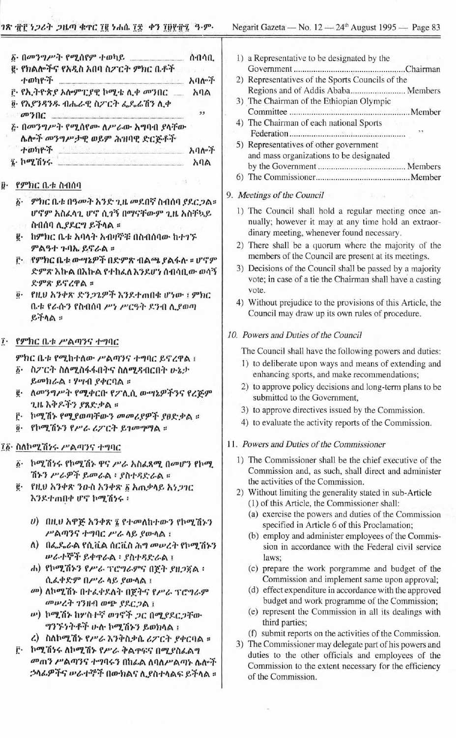፩· በመንግሥት የሚሰየም ተወካይ ............ ሰብሳቢ
፪· የክልሎችና የአዲስ አበባ ስፖርት ምክር ቤቶች ተወካዮች ............ አባሎች
፫· የኢትዮጵያ ኦሎምፒያዊ ኮሚቴ ሊቀ መንበር ............ አባል
፬· የእያንዳንዱ ብሔራዊ ስፖርት ፌዴሬሽን ሊቀ መንበር ............ "
፭· በመንግሥት የሚሰየሙ ለሥራው አግባብ ያላቸው ሌሎች መንግሥታዊ ወይም ሕዝባዊ ድርጅቶች ተወካዮች ............ አባሎች
፮· ኮሚሽነሩ ............ አባል

፱· የምክር ቤቱ ስብሰባ

፩· ምክር ቤቱ በዓመት አንድ ጊዜ መደበኛ ስብሰባ ያደርጋል። ሆኖም አስፈላጊ ሆኖ ሲገኝ በማናቸውም ጊዜ አስቸኳይ ስብሰባ ሊያደርግ ይችላል።
፪· ከምክር ቤቱ አባላት አብዛኞቹ በስብሰባው ከተገኙ ምልዓተ ጉባኤ ይኖራል።
፫· የምክር ቤቱ ውሣኔዎች በድምጽ ብልጫ ያልፋሉ። ሆኖም ድምጽ እኩል በእኩል የተከፈለ እንደሆነ ሰብሳቢው ወሳኝ ድምጽ ይኖረዋል።
፬· የዚህ አንቀጽ ድንጋጌዎች እንደተጠበቁ ሆነው፣ ምክር ቤቱ የራሱን የስብሰባ ሥነ ሥርዓት ደንብ ሊያወጣ ይችላል።

፲· የምክር ቤቱ ሥልጣንና ተግባር

ምክር ቤቱ የሚከተለው ሥልጣንና ተግባር ይኖረዋል፣
፩· ስፖርት ስለሚስፋፋበትና ስለሚጎለብትበት ሁኔታ ይመክራል፣ ሃሣብ ያቀርባል።
፪· ለመንግሥት የሚቀርቡ የፖሊሲ ውሣኔዎችንና የረጅም ጊዜ እቅዶችን ያጸድቃል።
፫· ኮሚሽኑ የሚያወጣቸውን መመሪያዎች ያፀድቃል።
፬· የኮሚሽኑን የሥራ ሪፖርት ይገመግማል።

፲፩· ስለኮሚሽነሩ ሥልጣንና ተግባር

፩· ኮሚሽነሩ የኮሚሽኑ ዋና ሥራ አስፈጻሚ በመሆን የኮሚሽኑን ሥራዎች ይመራል፣ ያስተዳድራል።
፪· የዚህ አንቀጽ ንዑስ አንቀጽ ፩ አጠቃላይ አነጋገር እንደተጠበቀ ሆኖ ኮሚሽነሩ፣
ሀ) በዚህ አዋጅ አንቀጽ ፮ የተመለከተውን የኮሚሽኑን ሥልጣንና ተግባር ሥራ ላይ ያውላል፣
ለ) በፌዴራል የሲቪል ሰርቪስ ሕግ መሠረት የኮሚሽኑን ሠራተኞች ይቀጥራል፣ ያስተዳድራል፣
ሐ) የኮሚሽኑን የሥራ ፕሮግራምና በጀት ያዘጋጃል፣ ሲፈቀድም በሥራ ላይ ያውላል፣
መ) ለኮሚሽኑ በተፈቀደለት በጀትና የሥራ ፕሮግራም መሠረት ገንዘብ ወጭ ያደርጋል፣
ሠ) ኮሚሽኑ ከሦስተኛ ወገኖች ጋር በሚያደርጋቸው ግንኙነቶች ሁሉ ኮሚሽኑን ይወክላል፣
ረ) ስለኮሚሽኑ የሥራ እንቅስቃሴ ሪፖርት ያቀርባል።
፫· ኮሚሽነሩ ለኮሚሽኑ የሥራ ቅልጥፍና በሚያስፈልግ መጠን ሥልጣንና ተግባሩን በከፊል ለባለሥልጣኑ ሌሎች ኃላፊዎችና ሠራተኞች በውክልና ሊያስተላልፍ ይችላል።

1) a Representative to be designated by the Government ............ Chairman
2) Representatives of the Sports Councils of the Regions and of Addis Ababa ............ Members
3) The Chairman of the Ethiopian Olympic Committee ............ Member
4) The Chairman of each national Sports Federation ............ "
5) Representatives of other government and mass organizations to be designated by the Government ............ Members
6) The Commissioner ............ Member

*9. Meetings of the Council*

1) The Council shall hold a regular meeting once annually; however it may at any time hold an extraordinary meeting, whenever found necessary.
2) There shall be a quorum where the majority of the members of the Council are present at its meetings.
3) Decisions of the Council shall be passed by a majority vote; in case of a tie the Chairman shall have a casting vote.
4) Without prejudice to the provisions of this Article, the Council may draw up its own rules of procedure.

*10. Powers and Duties of the Council*

The Council shall have the following powers and duties:
1) to deliberate upon ways and means of extending and enhancing sports, and make recommendations;
2) to approve policy decisions and long-term plans to be submitted to the Government,
3) to approve directives issued by the Commission.
4) to evaluate the activity reports of the Commission.

*11. Powers and Duties of the Commissioner*

1) The Commissioner shall be the chief executive of the Commission and, as such, shall direct and administer the activities of the Commission.
2) Without limiting the generality stated in sub-Article (1) of this Article, the Commissioner shall:
(a) exercise the powers and duties of the Commission specified in Article 6 of this Proclamation;
(b) employ and administer employees of the Commission in accordance with the Federal civil service laws;
(c) prepare the work porgramme and budget of the Commission and implement same upon approval;
(d) effect expenditure in accordance with the approved budget and work programme of the Commission;
(e) represent the Commission in all its dealings with third parties;
(f) submit reports on the activities of the Commission.
3) The Commissioner may delegate part of his powers and duties to the other officials and employees of the Commission to the extent necessary for the efficiency of the Commission.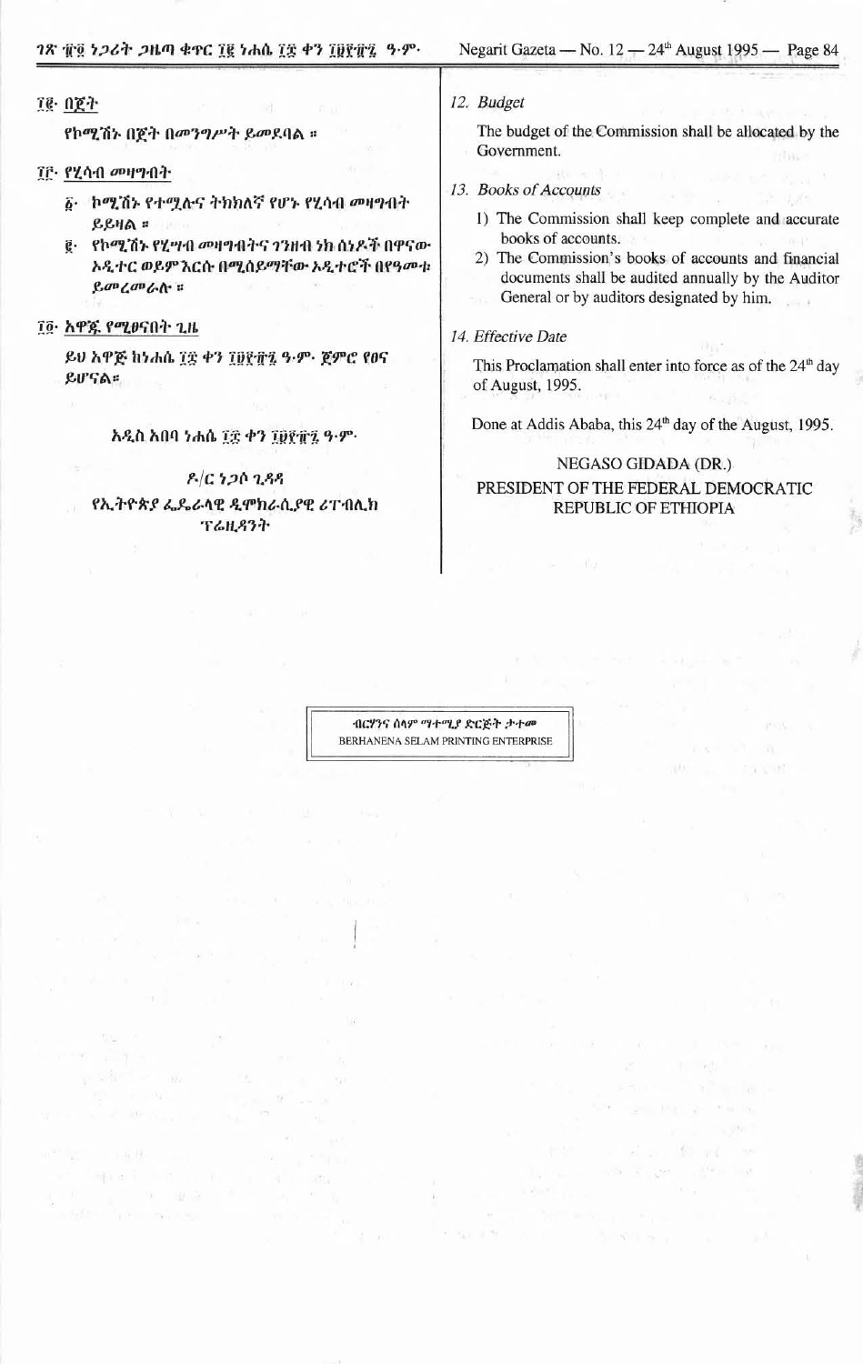፲፪· በጀት

የኮሚሽኑ በጀት በመንግሥት ይመደባል ።

፲፫· የሂሳብ መዛግብት

፩· ኮሚሽኑ የተሟሉና ትክክለኛ የሆኑ የሂሳብ መዛግብት ይይዛል ።

፪· የኮሚሽኑ የሂሣብ መዛግብትና ገንዘብ ነክ ሰነዶች በዋናው ኦዲተር ወይም እርሱ በሚሰይማቸው ኦዲተሮች በየዓመቱ ይመረመራሉ ።

፲፬· አዋጁ የሚፀናበት ጊዜ

ይህ አዋጅ ከነሐሴ ፲፰ ቀን ፲፱፻፹፯ ዓ·ም· ጀምሮ የፀና ይሆናል።

አዲስ አበባ ነሐሴ ፲፰ ቀን ፲፱፻፹፯ ዓ·ም·

ዶ/ር ነጋሶ ጊዳዳ

የኢትዮጵያ ፌዴራላዊ ዲሞክራሲያዊ ሪፐብሊክ ፕሬዚዳንት

*12. Budget*

The budget of the Commission shall be allocated by the Government.

*13. Books of Accounts*

1) The Commission shall keep complete and accurate books of accounts.
2) The Commission's books of accounts and financial documents shall be audited annually by the Auditor General or by auditors designated by him.

*14. Effective Date*

This Proclamation shall enter into force as of the 24th day of August, 1995.

Done at Addis Ababa, this 24th day of the August, 1995.

NEGASO GIDADA (DR.)

PRESIDENT OF THE FEDERAL DEMOCRATIC REPUBLIC OF ETHIOPIA

ብርሃንና ሰላም ማተሚያ ድርጅት ታተመ
BERHANENA SELAM PRINTING ENTERPRISE